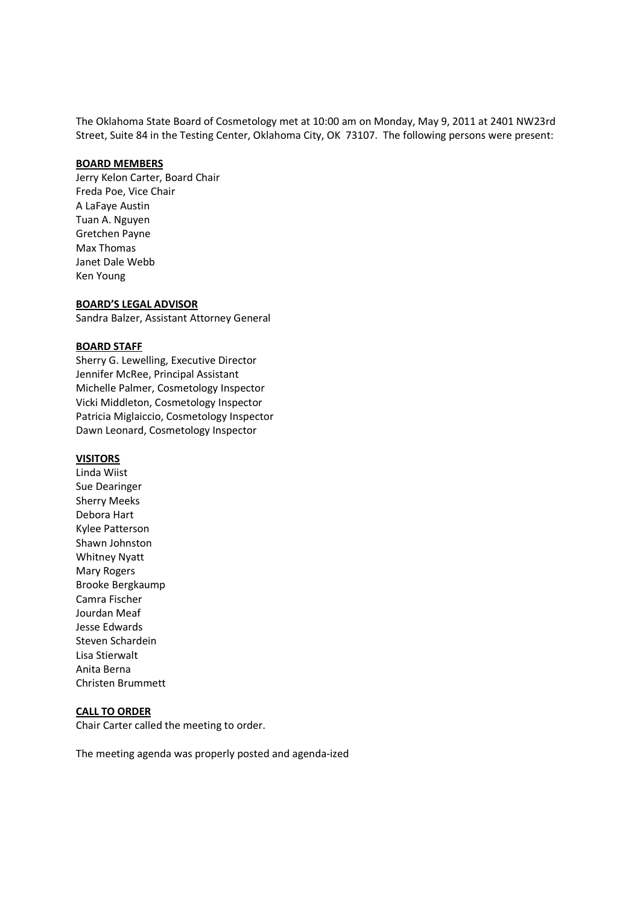The Oklahoma State Board of Cosmetology met at 10:00 am on Monday, May 9, 2011 at 2401 NW23rd Street, Suite 84 in the Testing Center, Oklahoma City, OK 73107. The following persons were present:

**BOARD MEMBERS**

Jerry Kelon Carter, Board Chair
Freda Poe, Vice Chair
A LaFaye Austin
Tuan A. Nguyen
Gretchen Payne
Max Thomas
Janet Dale Webb
Ken Young

**BOARD'S LEGAL ADVISOR**

Sandra Balzer, Assistant Attorney General

**BOARD STAFF**

Sherry G. Lewelling, Executive Director
Jennifer McRee, Principal Assistant
Michelle Palmer, Cosmetology Inspector
Vicki Middleton, Cosmetology Inspector
Patricia Miglaiccio, Cosmetology Inspector
Dawn Leonard, Cosmetology Inspector

**VISITORS**

Linda Wiist
Sue Dearinger
Sherry Meeks
Debora Hart
Kylee Patterson
Shawn Johnston
Whitney Nyatt
Mary Rogers
Brooke Bergkaump
Camra Fischer
Jourdan Meaf
Jesse Edwards
Steven Schardein
Lisa Stierwalt
Anita Berna
Christen Brummett

**CALL TO ORDER**

Chair Carter called the meeting to order.

The meeting agenda was properly posted and agenda-ized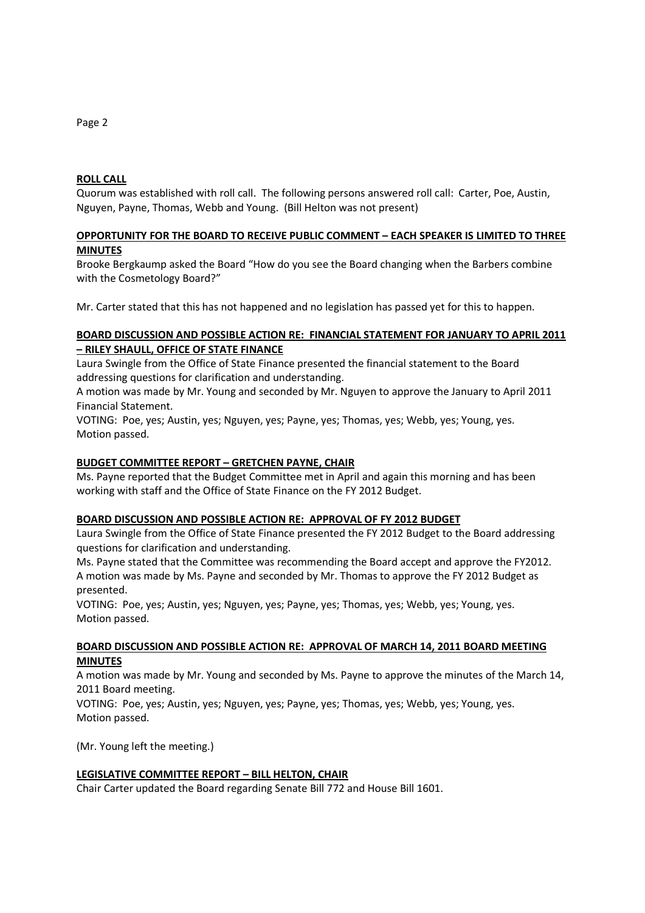**ROLL CALL**

Quorum was established with roll call. The following persons answered roll call: Carter, Poe, Austin, Nguyen, Payne, Thomas, Webb and Young. (Bill Helton was not present)

**OPPORTUNITY FOR THE BOARD TO RECEIVE PUBLIC COMMENT – EACH SPEAKER IS LIMITED TO THREE MINUTES**

Brooke Bergkaump asked the Board "How do you see the Board changing when the Barbers combine with the Cosmetology Board?"

Mr. Carter stated that this has not happened and no legislation has passed yet for this to happen.

**BOARD DISCUSSION AND POSSIBLE ACTION RE: FINANCIAL STATEMENT FOR JANUARY TO APRIL 2011 – RILEY SHAULL, OFFICE OF STATE FINANCE**

Laura Swingle from the Office of State Finance presented the financial statement to the Board addressing questions for clarification and understanding.

A motion was made by Mr. Young and seconded by Mr. Nguyen to approve the January to April 2011 Financial Statement.

VOTING: Poe, yes; Austin, yes; Nguyen, yes; Payne, yes; Thomas, yes; Webb, yes; Young, yes.
Motion passed.

**BUDGET COMMITTEE REPORT – GRETCHEN PAYNE, CHAIR**

Ms. Payne reported that the Budget Committee met in April and again this morning and has been working with staff and the Office of State Finance on the FY 2012 Budget.

**BOARD DISCUSSION AND POSSIBLE ACTION RE: APPROVAL OF FY 2012 BUDGET**

Laura Swingle from the Office of State Finance presented the FY 2012 Budget to the Board addressing questions for clarification and understanding.

Ms. Payne stated that the Committee was recommending the Board accept and approve the FY2012.

A motion was made by Ms. Payne and seconded by Mr. Thomas to approve the FY 2012 Budget as presented.

VOTING: Poe, yes; Austin, yes; Nguyen, yes; Payne, yes; Thomas, yes; Webb, yes; Young, yes.
Motion passed.

**BOARD DISCUSSION AND POSSIBLE ACTION RE: APPROVAL OF MARCH 14, 2011 BOARD MEETING MINUTES**

A motion was made by Mr. Young and seconded by Ms. Payne to approve the minutes of the March 14, 2011 Board meeting.

VOTING: Poe, yes; Austin, yes; Nguyen, yes; Payne, yes; Thomas, yes; Webb, yes; Young, yes.
Motion passed.

(Mr. Young left the meeting.)

**LEGISLATIVE COMMITTEE REPORT – BILL HELTON, CHAIR**

Chair Carter updated the Board regarding Senate Bill 772 and House Bill 1601.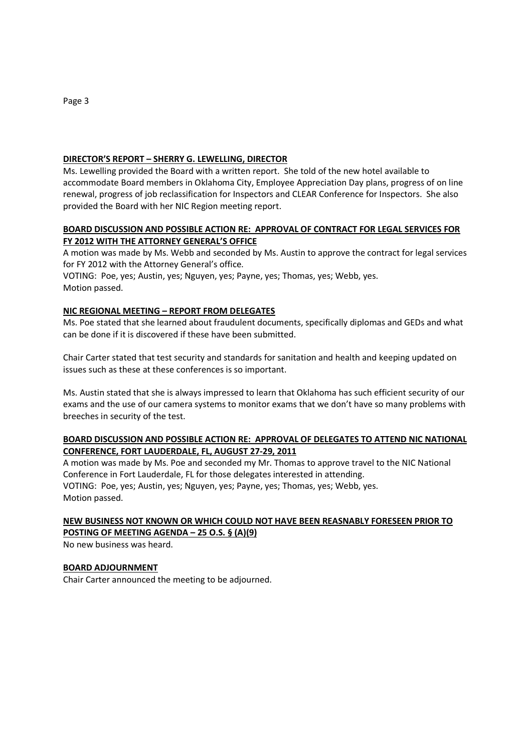**<u>DIRECTOR'S REPORT – SHERRY G. LEWELLING, DIRECTOR</u>**

Ms. Lewelling provided the Board with a written report. She told of the new hotel available to accommodate Board members in Oklahoma City, Employee Appreciation Day plans, progress of on line renewal, progress of job reclassification for Inspectors and CLEAR Conference for Inspectors. She also provided the Board with her NIC Region meeting report.

**<u>BOARD DISCUSSION AND POSSIBLE ACTION RE: APPROVAL OF CONTRACT FOR LEGAL SERVICES FOR FY 2012 WITH THE ATTORNEY GENERAL'S OFFICE</u>**

A motion was made by Ms. Webb and seconded by Ms. Austin to approve the contract for legal services for FY 2012 with the Attorney General's office.

VOTING: Poe, yes; Austin, yes; Nguyen, yes; Payne, yes; Thomas, yes; Webb, yes.
Motion passed.

**<u>NIC REGIONAL MEETING – REPORT FROM DELEGATES</u>**

Ms. Poe stated that she learned about fraudulent documents, specifically diplomas and GEDs and what can be done if it is discovered if these have been submitted.

Chair Carter stated that test security and standards for sanitation and health and keeping updated on issues such as these at these conferences is so important.

Ms. Austin stated that she is always impressed to learn that Oklahoma has such efficient security of our exams and the use of our camera systems to monitor exams that we don't have so many problems with breeches in security of the test.

**<u>BOARD DISCUSSION AND POSSIBLE ACTION RE: APPROVAL OF DELEGATES TO ATTEND NIC NATIONAL CONFERENCE, FORT LAUDERDALE, FL, AUGUST 27-29, 2011</u>**

A motion was made by Ms. Poe and seconded my Mr. Thomas to approve travel to the NIC National Conference in Fort Lauderdale, FL for those delegates interested in attending.

VOTING: Poe, yes; Austin, yes; Nguyen, yes; Payne, yes; Thomas, yes; Webb, yes.
Motion passed.

**<u>NEW BUSINESS NOT KNOWN OR WHICH COULD NOT HAVE BEEN REASNABLY FORESEEN PRIOR TO POSTING OF MEETING AGENDA – 25 O.S. § (A)(9)</u>**

No new business was heard.

**<u>BOARD ADJOURNMENT</u>**

Chair Carter announced the meeting to be adjourned.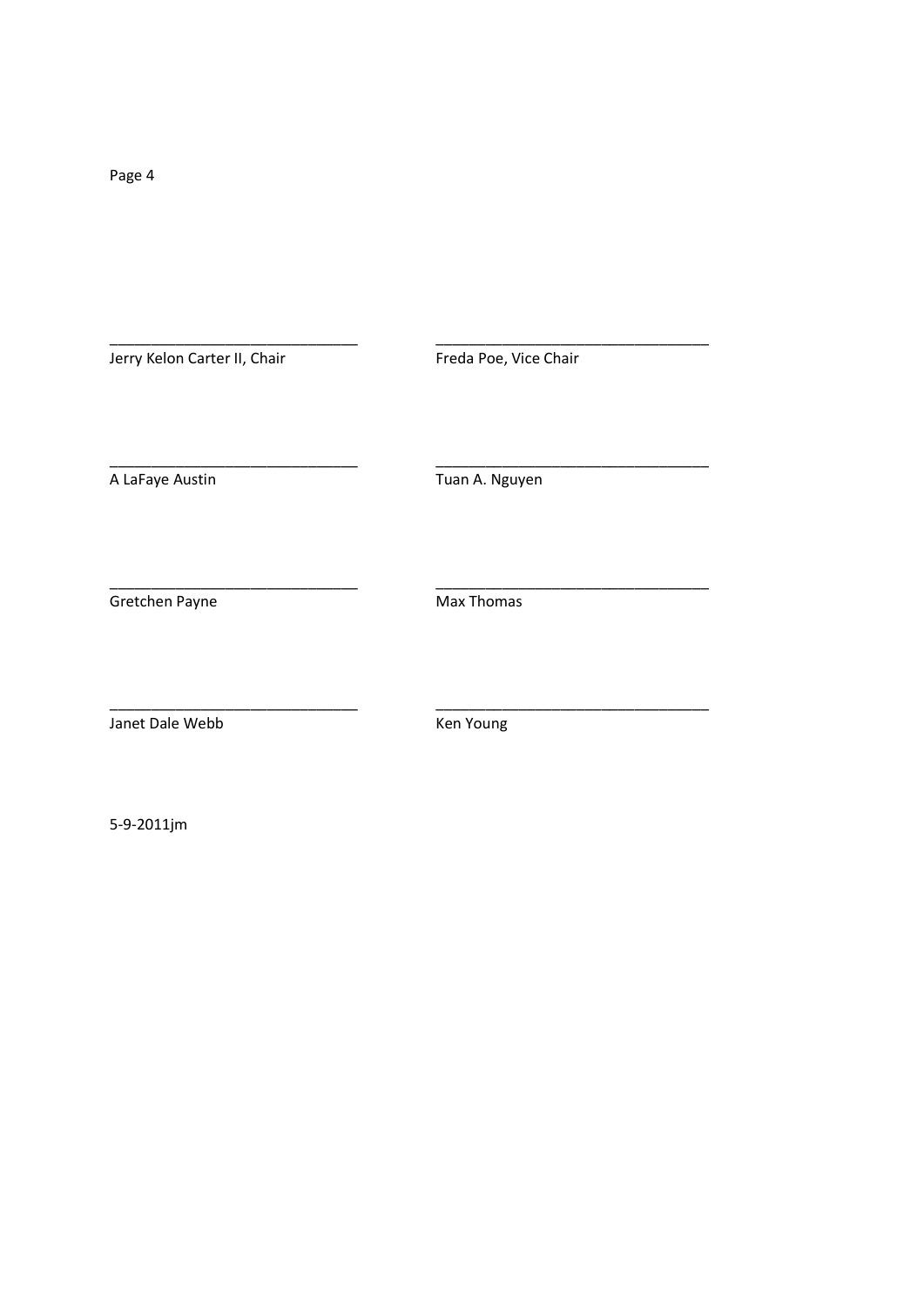______________________________ Jerry Kelon Carter II, Chair

______________________________ Freda Poe, Vice Chair

______________________________ A LaFaye Austin

______________________________ Tuan A. Nguyen

______________________________ Gretchen Payne

______________________________ Max Thomas

______________________________ Janet Dale Webb

______________________________ Ken Young

5-9-2011jm